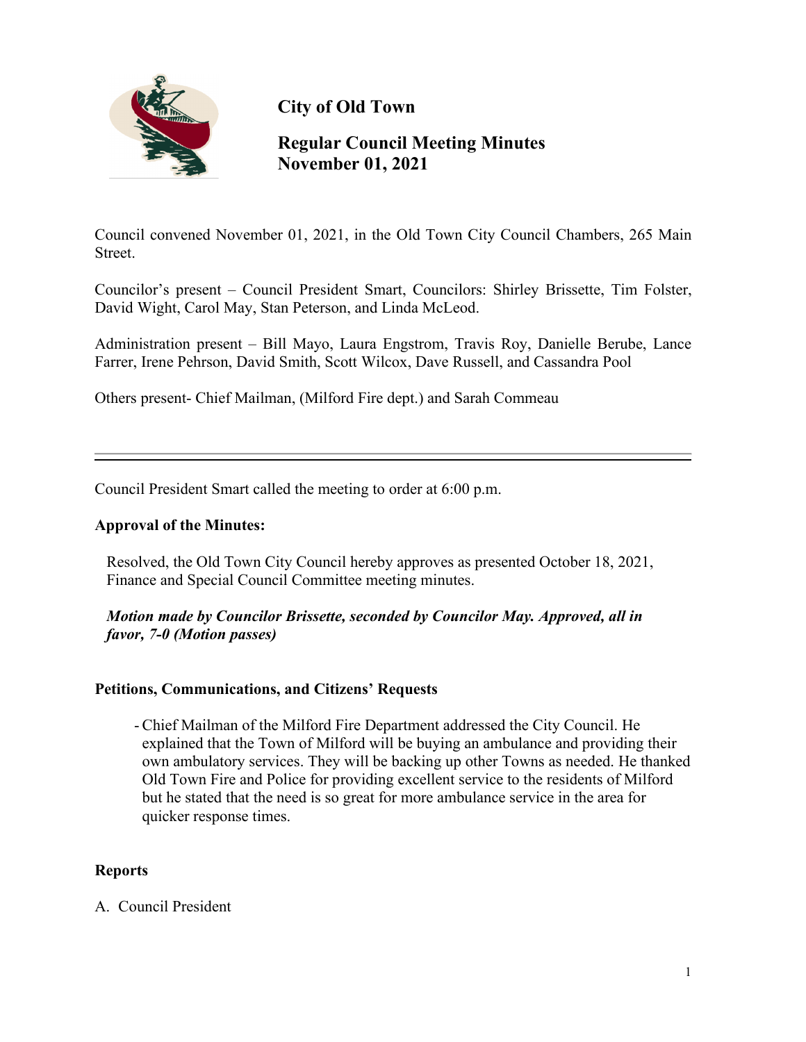# City of Old Town

## Regular Council Meeting Minutes
## November 01, 2021

Council convened November 01, 2021, in the Old Town City Council Chambers, 265 Main Street.

Councilor's present – Council President Smart, Councilors: Shirley Brissette, Tim Folster, David Wight, Carol May, Stan Peterson, and Linda McLeod.

Administration present – Bill Mayo, Laura Engstrom, Travis Roy, Danielle Berube, Lance Farrer, Irene Pehrson, David Smith, Scott Wilcox, Dave Russell, and Cassandra Pool

Others present- Chief Mailman, (Milford Fire dept.) and Sarah Commeau

---

Council President Smart called the meeting to order at 6:00 p.m.

**Approval of the Minutes:**

Resolved, the Old Town City Council hereby approves as presented October 18, 2021, Finance and Special Council Committee meeting minutes.

***Motion made by Councilor Brissette, seconded by Councilor May. Approved, all in favor, 7-0 (Motion passes)***

**Petitions, Communications, and Citizens' Requests**

- Chief Mailman of the Milford Fire Department addressed the City Council. He explained that the Town of Milford will be buying an ambulance and providing their own ambulatory services. They will be backing up other Towns as needed. He thanked Old Town Fire and Police for providing excellent service to the residents of Milford but he stated that the need is so great for more ambulance service in the area for quicker response times.

**Reports**

A. Council President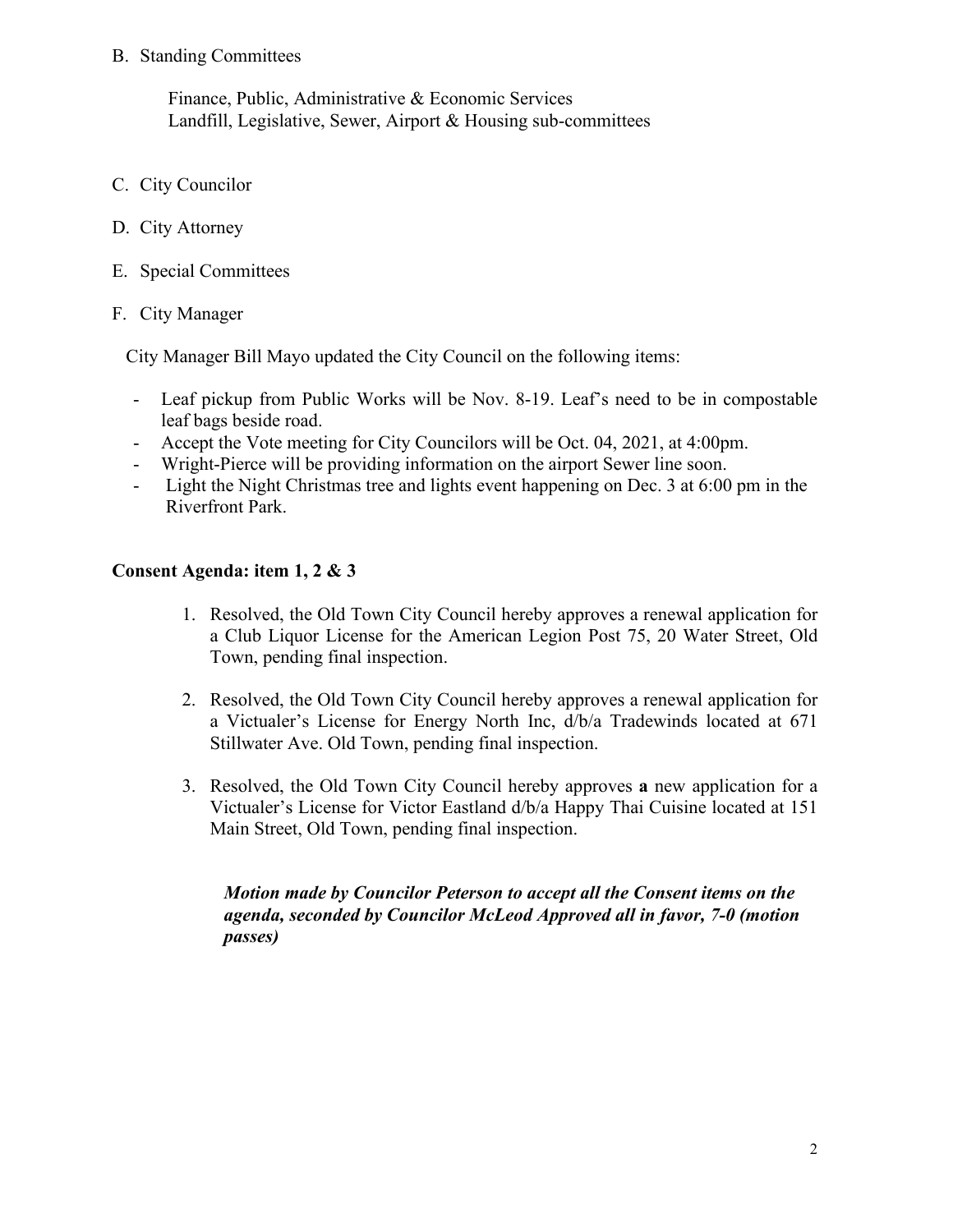B. Standing Committees

Finance, Public, Administrative & Economic Services
Landfill, Legislative, Sewer, Airport & Housing sub-committees

C. City Councilor

D. City Attorney

E. Special Committees

F. City Manager

City Manager Bill Mayo updated the City Council on the following items:

- Leaf pickup from Public Works will be Nov. 8-19. Leaf's need to be in compostable leaf bags beside road.
- Accept the Vote meeting for City Councilors will be Oct. 04, 2021, at 4:00pm.
- Wright-Pierce will be providing information on the airport Sewer line soon.
- Light the Night Christmas tree and lights event happening on Dec. 3 at 6:00 pm in the Riverfront Park.

**Consent Agenda: item 1, 2 & 3**

1. Resolved, the Old Town City Council hereby approves a renewal application for a Club Liquor License for the American Legion Post 75, 20 Water Street, Old Town, pending final inspection.

2. Resolved, the Old Town City Council hereby approves a renewal application for a Victualer's License for Energy North Inc, d/b/a Tradewinds located at 671 Stillwater Ave. Old Town, pending final inspection.

3. Resolved, the Old Town City Council hereby approves **a** new application for a Victualer's License for Victor Eastland d/b/a Happy Thai Cuisine located at 151 Main Street, Old Town, pending final inspection.

***Motion made by Councilor Peterson to accept all the Consent items on the agenda, seconded by Councilor McLeod Approved all in favor, 7-0 (motion passes)***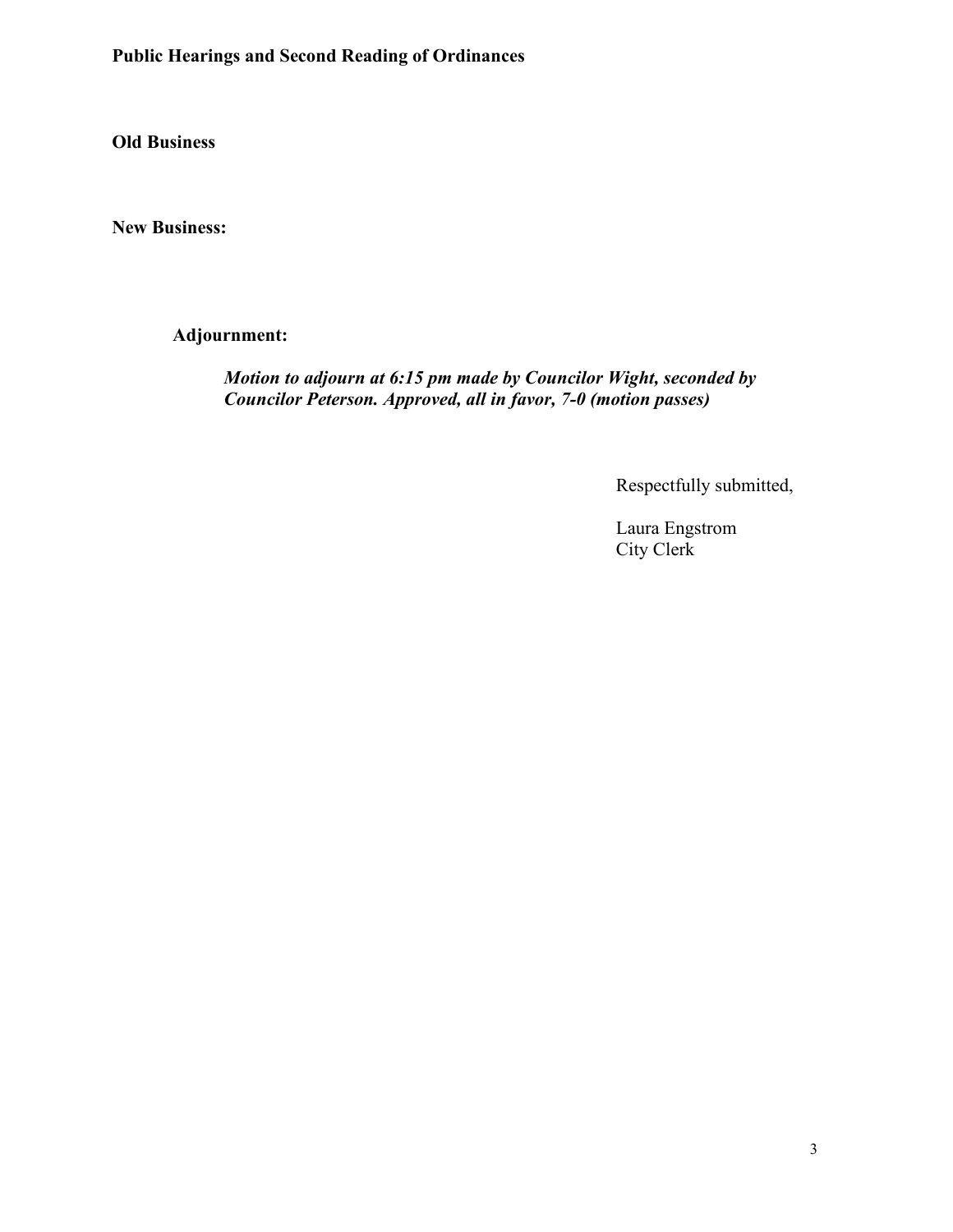**Public Hearings and Second Reading of Ordinances**

**Old Business**

**New Business:**

**Adjournment:**

***Motion to adjourn at 6:15 pm made by Councilor Wight, seconded by Councilor Peterson. Approved, all in favor, 7-0 (motion passes)***

Respectfully submitted,

Laura Engstrom
City Clerk